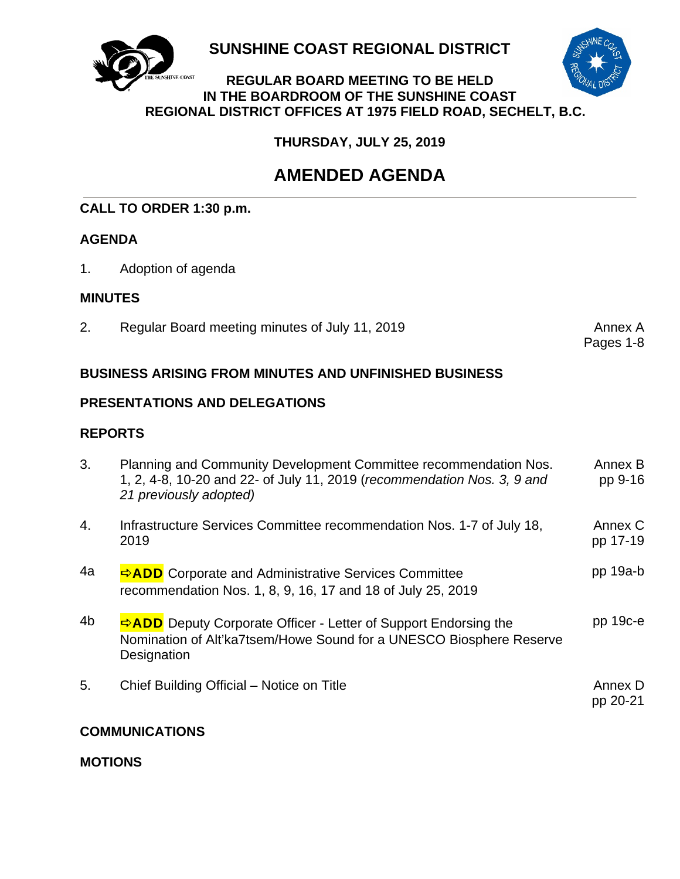# SUNSHINE COAST REGIONAL DISTRICT

**REGULAR BOARD MEETING TO BE HELD IN THE BOARDROOM OF THE SUNSHINE COAST REGIONAL DISTRICT OFFICES AT 1975 FIELD ROAD, SECHELT, B.C.**

**THURSDAY, JULY 25, 2019**

## AMENDED AGENDA

**CALL TO ORDER 1:30 p.m.**

**AGENDA**

| | | |
|---|---|---|
| 1. | Adoption of agenda | |

**MINUTES**

| | | |
|---|---|---|
| 2. | Regular Board meeting minutes of July 11, 2019 | Annex A Pages 1-8 |

**BUSINESS ARISING FROM MINUTES AND UNFINISHED BUSINESS**

**PRESENTATIONS AND DELEGATIONS**

**REPORTS**

| | | |
|---|---|---|
| 3. | Planning and Community Development Committee recommendation Nos. 1, 2, 4-8, 10-20 and 22- of July 11, 2019 (*recommendation Nos. 3, 9 and 21 previously adopted)* | Annex B pp 9-16 |
| 4. | Infrastructure Services Committee recommendation Nos. 1-7 of July 18, 2019 | Annex C pp 17-19 |
| 4a | ⇨**ADD** Corporate and Administrative Services Committee recommendation Nos. 1, 8, 9, 16, 17 and 18 of July 25, 2019 | pp 19a-b |
| 4b | ⇨**ADD** Deputy Corporate Officer - Letter of Support Endorsing the Nomination of Alt'ka7tsem/Howe Sound for a UNESCO Biosphere Reserve Designation | pp 19c-e |
| 5. | Chief Building Official – Notice on Title | Annex D pp 20-21 |

**COMMUNICATIONS**

**MOTIONS**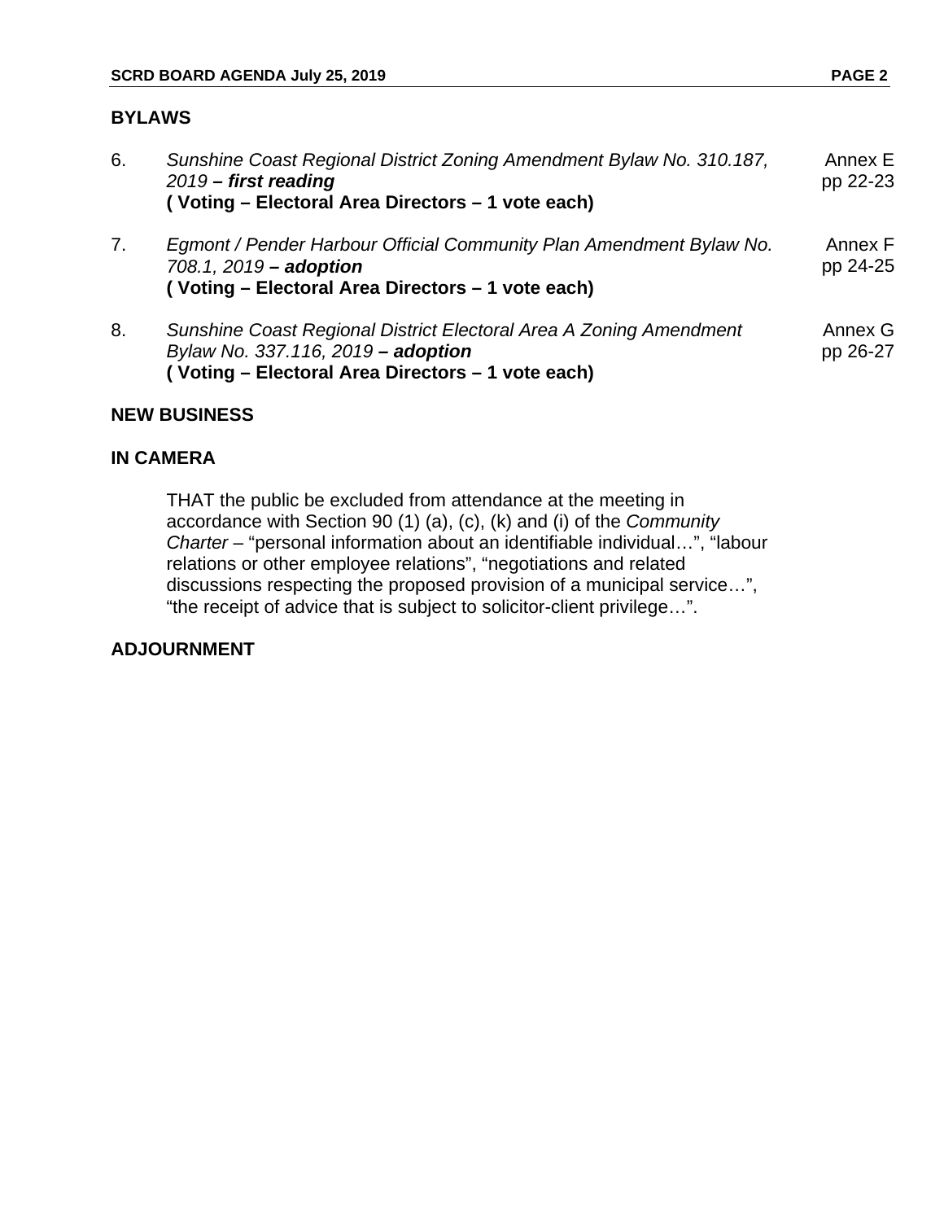## BYLAWS

6. *Sunshine Coast Regional District Zoning Amendment Bylaw No. 310.187, 2019* ***– first reading*** — Annex E, pp 22-23
   **( Voting – Electoral Area Directors – 1 vote each)**

7. *Egmont / Pender Harbour Official Community Plan Amendment Bylaw No. 708.1, 2019* ***– adoption*** — Annex F, pp 24-25
   **( Voting – Electoral Area Directors – 1 vote each)**

8. *Sunshine Coast Regional District Electoral Area A Zoning Amendment Bylaw No. 337.116, 2019* ***– adoption*** — Annex G, pp 26-27
   **( Voting – Electoral Area Directors – 1 vote each)**

## NEW BUSINESS

## IN CAMERA

THAT the public be excluded from attendance at the meeting in accordance with Section 90 (1) (a), (c), (k) and (i) of the *Community Charter* – "personal information about an identifiable individual…", "labour relations or other employee relations", "negotiations and related discussions respecting the proposed provision of a municipal service…", "the receipt of advice that is subject to solicitor-client privilege…".

## ADJOURNMENT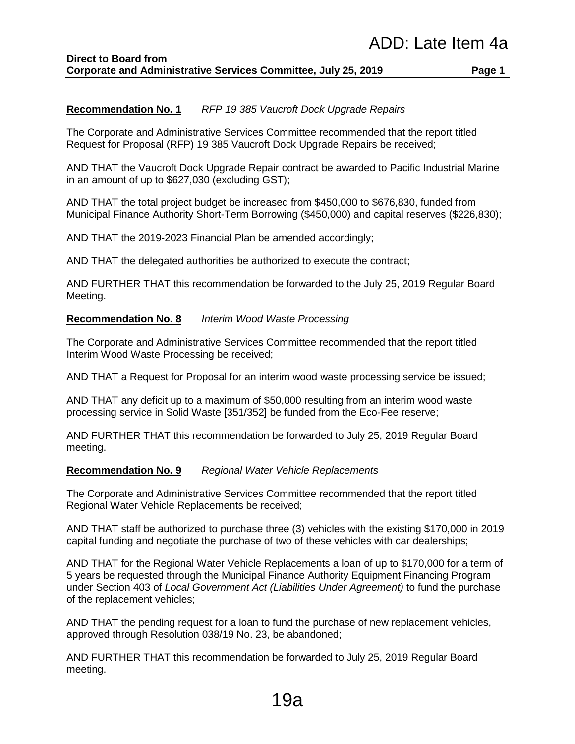ADD: Late Item 4a

**Direct to Board from**
**Corporate and Administrative Services Committee, July 25, 2019**

**Recommendation No. 1** *RFP 19 385 Vaucroft Dock Upgrade Repairs*

The Corporate and Administrative Services Committee recommended that the report titled Request for Proposal (RFP) 19 385 Vaucroft Dock Upgrade Repairs be received;

AND THAT the Vaucroft Dock Upgrade Repair contract be awarded to Pacific Industrial Marine in an amount of up to $627,030 (excluding GST);

AND THAT the total project budget be increased from $450,000 to $676,830, funded from Municipal Finance Authority Short-Term Borrowing ($450,000) and capital reserves ($226,830);

AND THAT the 2019-2023 Financial Plan be amended accordingly;

AND THAT the delegated authorities be authorized to execute the contract;

AND FURTHER THAT this recommendation be forwarded to the July 25, 2019 Regular Board Meeting.

**Recommendation No. 8** *Interim Wood Waste Processing*

The Corporate and Administrative Services Committee recommended that the report titled Interim Wood Waste Processing be received;

AND THAT a Request for Proposal for an interim wood waste processing service be issued;

AND THAT any deficit up to a maximum of $50,000 resulting from an interim wood waste processing service in Solid Waste [351/352] be funded from the Eco-Fee reserve;

AND FURTHER THAT this recommendation be forwarded to July 25, 2019 Regular Board meeting.

**Recommendation No. 9** *Regional Water Vehicle Replacements*

The Corporate and Administrative Services Committee recommended that the report titled Regional Water Vehicle Replacements be received;

AND THAT staff be authorized to purchase three (3) vehicles with the existing $170,000 in 2019 capital funding and negotiate the purchase of two of these vehicles with car dealerships;

AND THAT for the Regional Water Vehicle Replacements a loan of up to $170,000 for a term of 5 years be requested through the Municipal Finance Authority Equipment Financing Program under Section 403 of *Local Government Act (Liabilities Under Agreement)* to fund the purchase of the replacement vehicles;

AND THAT the pending request for a loan to fund the purchase of new replacement vehicles, approved through Resolution 038/19 No. 23, be abandoned;

AND FURTHER THAT this recommendation be forwarded to July 25, 2019 Regular Board meeting.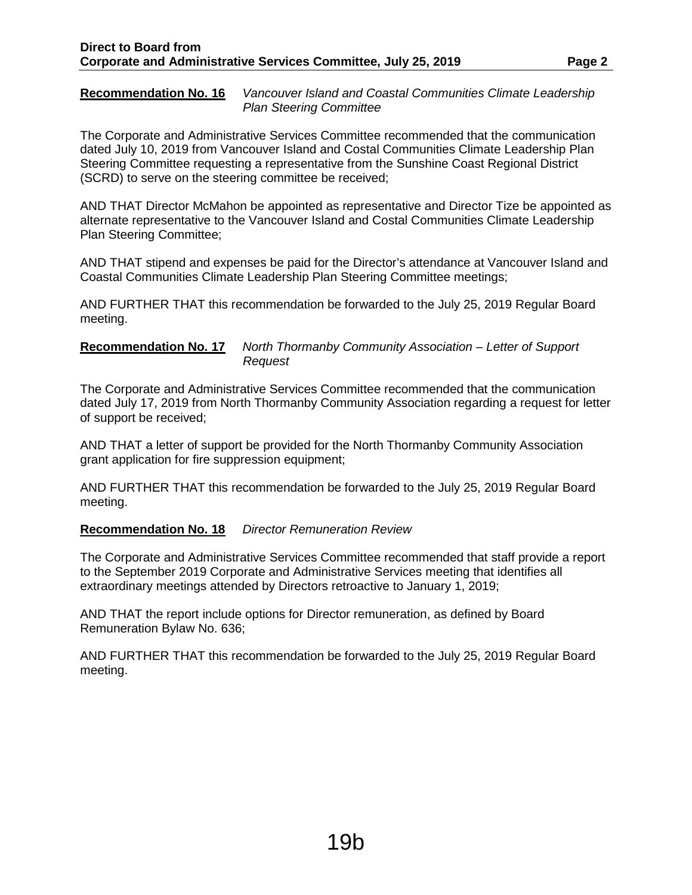**Recommendation No. 16** *Vancouver Island and Coastal Communities Climate Leadership Plan Steering Committee*

The Corporate and Administrative Services Committee recommended that the communication dated July 10, 2019 from Vancouver Island and Costal Communities Climate Leadership Plan Steering Committee requesting a representative from the Sunshine Coast Regional District (SCRD) to serve on the steering committee be received;

AND THAT Director McMahon be appointed as representative and Director Tize be appointed as alternate representative to the Vancouver Island and Costal Communities Climate Leadership Plan Steering Committee;

AND THAT stipend and expenses be paid for the Director's attendance at Vancouver Island and Coastal Communities Climate Leadership Plan Steering Committee meetings;

AND FURTHER THAT this recommendation be forwarded to the July 25, 2019 Regular Board meeting.

**Recommendation No. 17** *North Thormanby Community Association – Letter of Support Request*

The Corporate and Administrative Services Committee recommended that the communication dated July 17, 2019 from North Thormanby Community Association regarding a request for letter of support be received;

AND THAT a letter of support be provided for the North Thormanby Community Association grant application for fire suppression equipment;

AND FURTHER THAT this recommendation be forwarded to the July 25, 2019 Regular Board meeting.

**Recommendation No. 18** *Director Remuneration Review*

The Corporate and Administrative Services Committee recommended that staff provide a report to the September 2019 Corporate and Administrative Services meeting that identifies all extraordinary meetings attended by Directors retroactive to January 1, 2019;

AND THAT the report include options for Director remuneration, as defined by Board Remuneration Bylaw No. 636;

AND FURTHER THAT this recommendation be forwarded to the July 25, 2019 Regular Board meeting.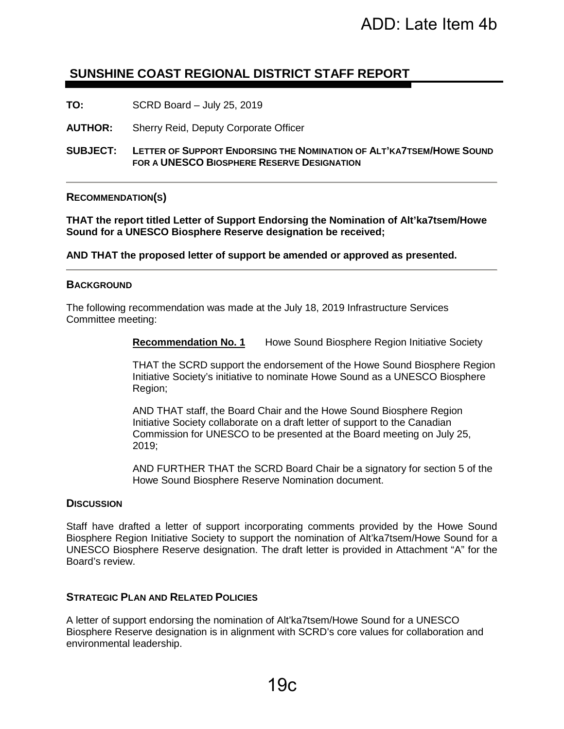ADD: Late Item 4b

## SUNSHINE COAST REGIONAL DISTRICT STAFF REPORT

**TO:** SCRD Board – July 25, 2019

**AUTHOR:** Sherry Reid, Deputy Corporate Officer

**SUBJECT:** **LETTER OF SUPPORT ENDORSING THE NOMINATION OF ALT'KA7TSEM/HOWE SOUND FOR A UNESCO BIOSPHERE RESERVE DESIGNATION**

### RECOMMENDATION(S)

**THAT the report titled Letter of Support Endorsing the Nomination of Alt'ka7tsem/Howe Sound for a UNESCO Biosphere Reserve designation be received;**

**AND THAT the proposed letter of support be amended or approved as presented.**

### BACKGROUND

The following recommendation was made at the July 18, 2019 Infrastructure Services Committee meeting:

> **Recommendation No. 1** Howe Sound Biosphere Region Initiative Society
>
> THAT the SCRD support the endorsement of the Howe Sound Biosphere Region Initiative Society's initiative to nominate Howe Sound as a UNESCO Biosphere Region;
>
> AND THAT staff, the Board Chair and the Howe Sound Biosphere Region Initiative Society collaborate on a draft letter of support to the Canadian Commission for UNESCO to be presented at the Board meeting on July 25, 2019;
>
> AND FURTHER THAT the SCRD Board Chair be a signatory for section 5 of the Howe Sound Biosphere Reserve Nomination document.

### DISCUSSION

Staff have drafted a letter of support incorporating comments provided by the Howe Sound Biosphere Region Initiative Society to support the nomination of Alt'ka7tsem/Howe Sound for a UNESCO Biosphere Reserve designation. The draft letter is provided in Attachment "A" for the Board's review.

### STRATEGIC PLAN AND RELATED POLICIES

A letter of support endorsing the nomination of Alt'ka7tsem/Howe Sound for a UNESCO Biosphere Reserve designation is in alignment with SCRD's core values for collaboration and environmental leadership.

19c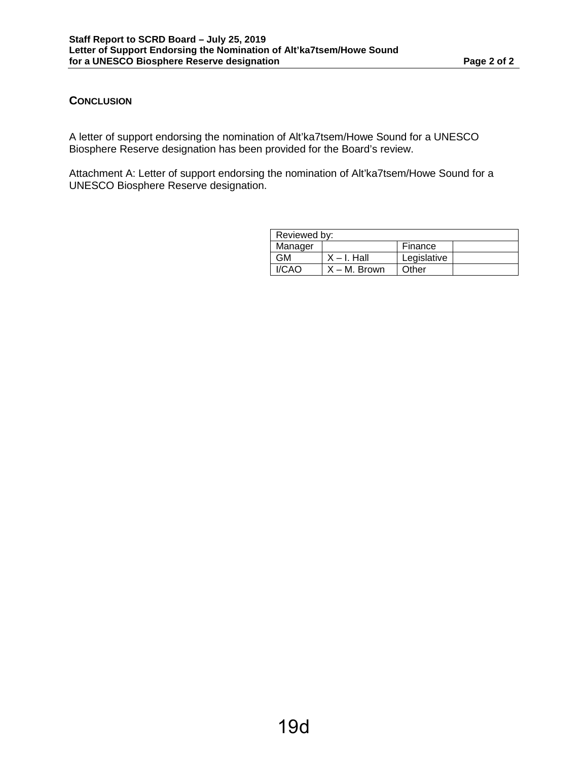## CONCLUSION

A letter of support endorsing the nomination of Alt'ka7tsem/Howe Sound for a UNESCO Biosphere Reserve designation has been provided for the Board's review.

Attachment A: Letter of support endorsing the nomination of Alt'ka7tsem/Howe Sound for a UNESCO Biosphere Reserve designation.

| Reviewed by: | | | |
|---|---|---|---|
| Manager | | Finance | |
| GM | X – I. Hall | Legislative | |
| I/CAO | X – M. Brown | Other | |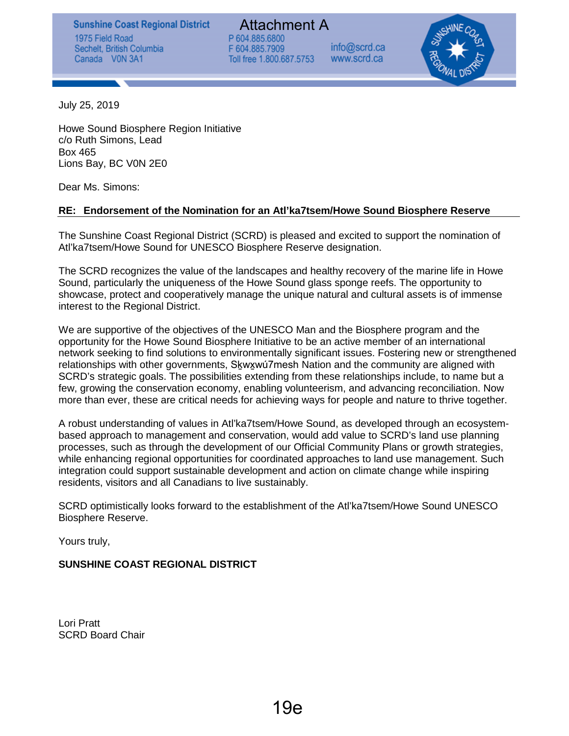Sunshine Coast Regional District
1975 Field Road
Sechelt, British Columbia
Canada V0N 3A1

# Attachment A

P 604.885.6800
F 604.885.7909
Toll free 1.800.687.5753

info@scrd.ca
www.scrd.ca

July 25, 2019

Howe Sound Biosphere Region Initiative
c/o Ruth Simons, Lead
Box 465
Lions Bay, BC V0N 2E0

Dear Ms. Simons:

**RE: Endorsement of the Nomination for an Atl'ka7tsem/Howe Sound Biosphere Reserve**

The Sunshine Coast Regional District (SCRD) is pleased and excited to support the nomination of Atl'ka7tsem/Howe Sound for UNESCO Biosphere Reserve designation.

The SCRD recognizes the value of the landscapes and healthy recovery of the marine life in Howe Sound, particularly the uniqueness of the Howe Sound glass sponge reefs. The opportunity to showcase, protect and cooperatively manage the unique natural and cultural assets is of immense interest to the Regional District.

We are supportive of the objectives of the UNESCO Man and the Biosphere program and the opportunity for the Howe Sound Biosphere Initiative to be an active member of an international network seeking to find solutions to environmentally significant issues. Fostering new or strengthened relationships with other governments, Sḵwx̱wú7mesh Nation and the community are aligned with SCRD's strategic goals. The possibilities extending from these relationships include, to name but a few, growing the conservation economy, enabling volunteerism, and advancing reconciliation. Now more than ever, these are critical needs for achieving ways for people and nature to thrive together.

A robust understanding of values in Atl'ka7tsem/Howe Sound, as developed through an ecosystem-based approach to management and conservation, would add value to SCRD's land use planning processes, such as through the development of our Official Community Plans or growth strategies, while enhancing regional opportunities for coordinated approaches to land use management. Such integration could support sustainable development and action on climate change while inspiring residents, visitors and all Canadians to live sustainably.

SCRD optimistically looks forward to the establishment of the Atl'ka7tsem/Howe Sound UNESCO Biosphere Reserve.

Yours truly,

**SUNSHINE COAST REGIONAL DISTRICT**

Lori Pratt
SCRD Board Chair

19e